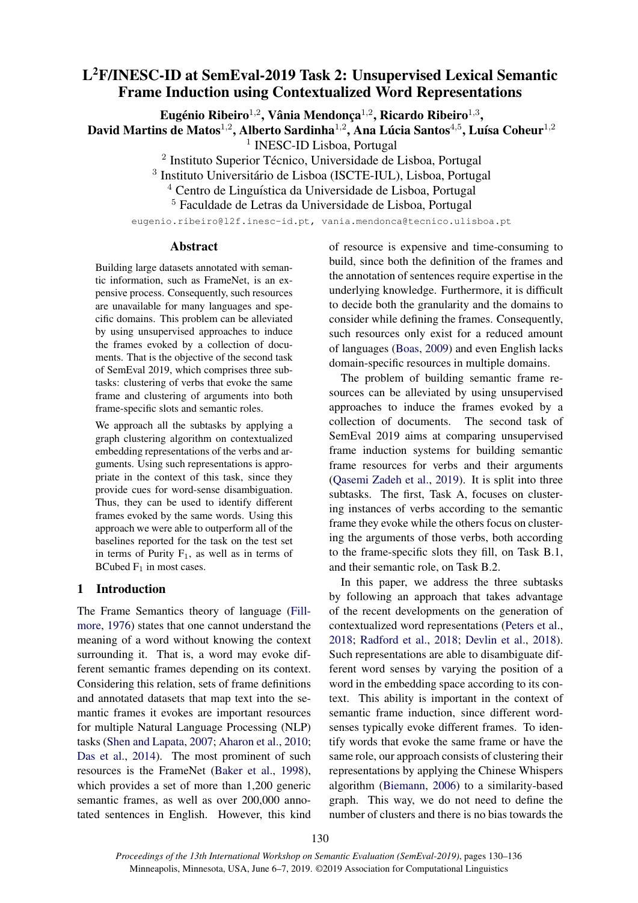# L[2]F/INESC-ID at SemEval-2019 Task 2: Unsupervised Lexical Semantic Frame Induction using Contextualized Word Representations

**Eugénio Ribeiro[1,2], Vânia Mendonça[1,2], Ricardo Ribeiro[1,3], David Martins de Matos[1,2], Alberto Sardinha[1,2], Ana Lúcia Santos[4,5], Luísa Coheur[1,2]**

[1] INESC-ID Lisboa, Portugal
[2] Instituto Superior Técnico, Universidade de Lisboa, Portugal
[3] Instituto Universitário de Lisboa (ISCTE-IUL), Lisboa, Portugal
[4] Centro de Linguística da Universidade de Lisboa, Portugal
[5] Faculdade de Letras da Universidade de Lisboa, Portugal

eugenio.ribeiro@l2f.inesc-id.pt, vania.mendonca@tecnico.ulisboa.pt

## Abstract

Building large datasets annotated with semantic information, such as FrameNet, is an expensive process. Consequently, such resources are unavailable for many languages and specific domains. This problem can be alleviated by using unsupervised approaches to induce the frames evoked by a collection of documents. That is the objective of the second task of SemEval 2019, which comprises three subtasks: clustering of verbs that evoke the same frame and clustering of arguments into both frame-specific slots and semantic roles.

We approach all the subtasks by applying a graph clustering algorithm on contextualized embedding representations of the verbs and arguments. Using such representations is appropriate in the context of this task, since they provide cues for word-sense disambiguation. Thus, they can be used to identify different frames evoked by the same words. Using this approach we were able to outperform all of the baselines reported for the task on the test set in terms of Purity $F_1$, as well as in terms of BCubed $F_1$ in most cases.

## 1 Introduction

The Frame Semantics theory of language (Fillmore, 1976) states that one cannot understand the meaning of a word without knowing the context surrounding it. That is, a word may evoke different semantic frames depending on its context. Considering this relation, sets of frame definitions and annotated datasets that map text into the semantic frames it evokes are important resources for multiple Natural Language Processing (NLP) tasks (Shen and Lapata, 2007; Aharon et al., 2010; Das et al., 2014). The most prominent of such resources is the FrameNet (Baker et al., 1998), which provides a set of more than 1,200 generic semantic frames, as well as over 200,000 annotated sentences in English. However, this kind of resource is expensive and time-consuming to build, since both the definition of the frames and the annotation of sentences require expertise in the underlying knowledge. Furthermore, it is difficult to decide both the granularity and the domains to consider while defining the frames. Consequently, such resources only exist for a reduced amount of languages (Boas, 2009) and even English lacks domain-specific resources in multiple domains.

The problem of building semantic frame resources can be alleviated by using unsupervised approaches to induce the frames evoked by a collection of documents. The second task of SemEval 2019 aims at comparing unsupervised frame induction systems for building semantic frame resources for verbs and their arguments (Qasemi Zadeh et al., 2019). It is split into three subtasks. The first, Task A, focuses on clustering instances of verbs according to the semantic frame they evoke while the others focus on clustering the arguments of those verbs, both according to the frame-specific slots they fill, on Task B.1, and their semantic role, on Task B.2.

In this paper, we address the three subtasks by following an approach that takes advantage of the recent developments on the generation of contextualized word representations (Peters et al., 2018; Radford et al., 2018; Devlin et al., 2018). Such representations are able to disambiguate different word senses by varying the position of a word in the embedding space according to its context. This ability is important in the context of semantic frame induction, since different word-senses typically evoke different frames. To identify words that evoke the same frame or have the same role, our approach consists of clustering their representations by applying the Chinese Whispers algorithm (Biemann, 2006) to a similarity-based graph. This way, we do not need to define the number of clusters and there is no bias towards the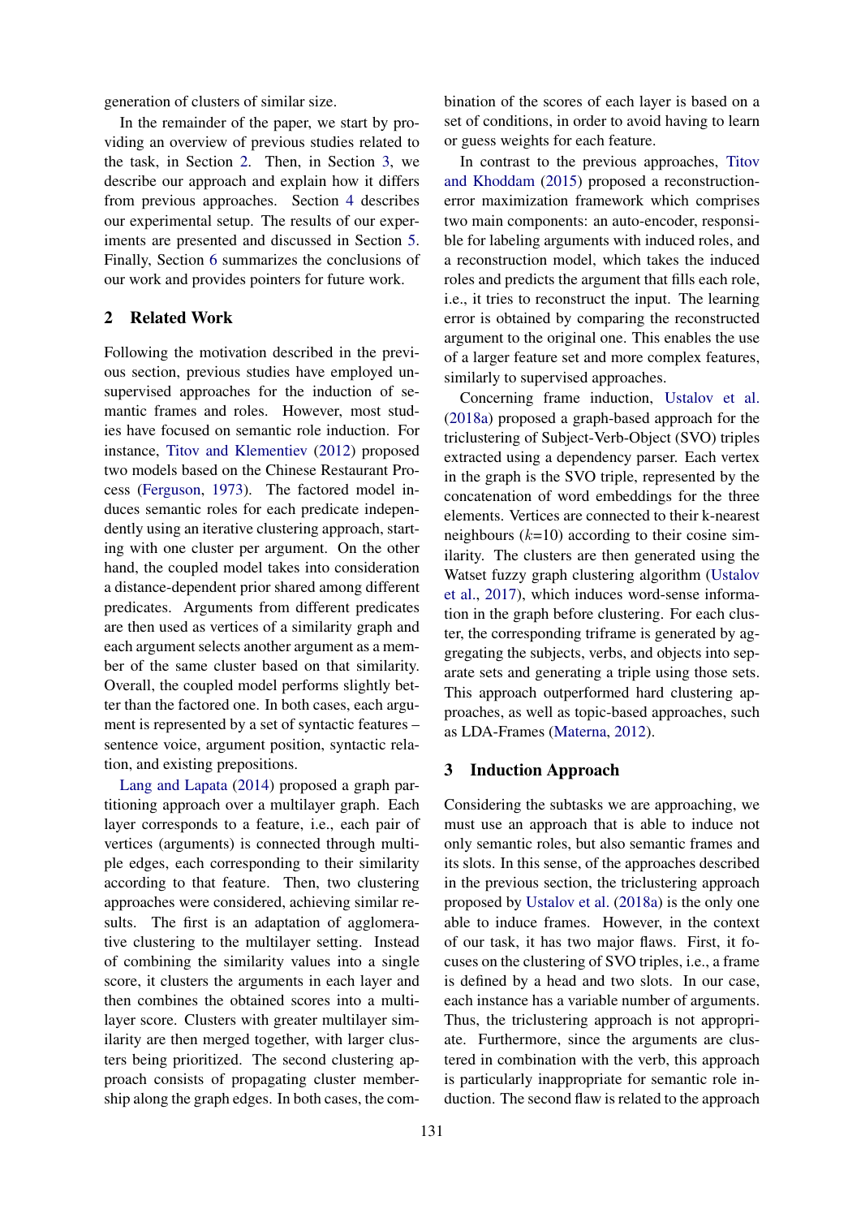generation of clusters of similar size.

In the remainder of the paper, we start by providing an overview of previous studies related to the task, in Section 2. Then, in Section 3, we describe our approach and explain how it differs from previous approaches. Section 4 describes our experimental setup. The results of our experiments are presented and discussed in Section 5. Finally, Section 6 summarizes the conclusions of our work and provides pointers for future work.

## 2 Related Work

Following the motivation described in the previous section, previous studies have employed unsupervised approaches for the induction of semantic frames and roles. However, most studies have focused on semantic role induction. For instance, Titov and Klementiev (2012) proposed two models based on the Chinese Restaurant Process (Ferguson, 1973). The factored model induces semantic roles for each predicate independently using an iterative clustering approach, starting with one cluster per argument. On the other hand, the coupled model takes into consideration a distance-dependent prior shared among different predicates. Arguments from different predicates are then used as vertices of a similarity graph and each argument selects another argument as a member of the same cluster based on that similarity. Overall, the coupled model performs slightly better than the factored one. In both cases, each argument is represented by a set of syntactic features – sentence voice, argument position, syntactic relation, and existing prepositions.

Lang and Lapata (2014) proposed a graph partitioning approach over a multilayer graph. Each layer corresponds to a feature, i.e., each pair of vertices (arguments) is connected through multiple edges, each corresponding to their similarity according to that feature. Then, two clustering approaches were considered, achieving similar results. The first is an adaptation of agglomerative clustering to the multilayer setting. Instead of combining the similarity values into a single score, it clusters the arguments in each layer and then combines the obtained scores into a multilayer score. Clusters with greater multilayer similarity are then merged together, with larger clusters being prioritized. The second clustering approach consists of propagating cluster membership along the graph edges. In both cases, the combination of the scores of each layer is based on a set of conditions, in order to avoid having to learn or guess weights for each feature.

In contrast to the previous approaches, Titov and Khoddam (2015) proposed a reconstruction-error maximization framework which comprises two main components: an auto-encoder, responsible for labeling arguments with induced roles, and a reconstruction model, which takes the induced roles and predicts the argument that fills each role, i.e., it tries to reconstruct the input. The learning error is obtained by comparing the reconstructed argument to the original one. This enables the use of a larger feature set and more complex features, similarly to supervised approaches.

Concerning frame induction, Ustalov et al. (2018a) proposed a graph-based approach for the triclustering of Subject-Verb-Object (SVO) triples extracted using a dependency parser. Each vertex in the graph is the SVO triple, represented by the concatenation of word embeddings for the three elements. Vertices are connected to their k-nearest neighbours ($k$=10) according to their cosine similarity. The clusters are then generated using the Watset fuzzy graph clustering algorithm (Ustalov et al., 2017), which induces word-sense information in the graph before clustering. For each cluster, the corresponding triframe is generated by aggregating the subjects, verbs, and objects into separate sets and generating a triple using those sets. This approach outperformed hard clustering approaches, as well as topic-based approaches, such as LDA-Frames (Materna, 2012).

## 3 Induction Approach

Considering the subtasks we are approaching, we must use an approach that is able to induce not only semantic roles, but also semantic frames and its slots. In this sense, of the approaches described in the previous section, the triclustering approach proposed by Ustalov et al. (2018a) is the only one able to induce frames. However, in the context of our task, it has two major flaws. First, it focuses on the clustering of SVO triples, i.e., a frame is defined by a head and two slots. In our case, each instance has a variable number of arguments. Thus, the triclustering approach is not appropriate. Furthermore, since the arguments are clustered in combination with the verb, this approach is particularly inappropriate for semantic role induction. The second flaw is related to the approach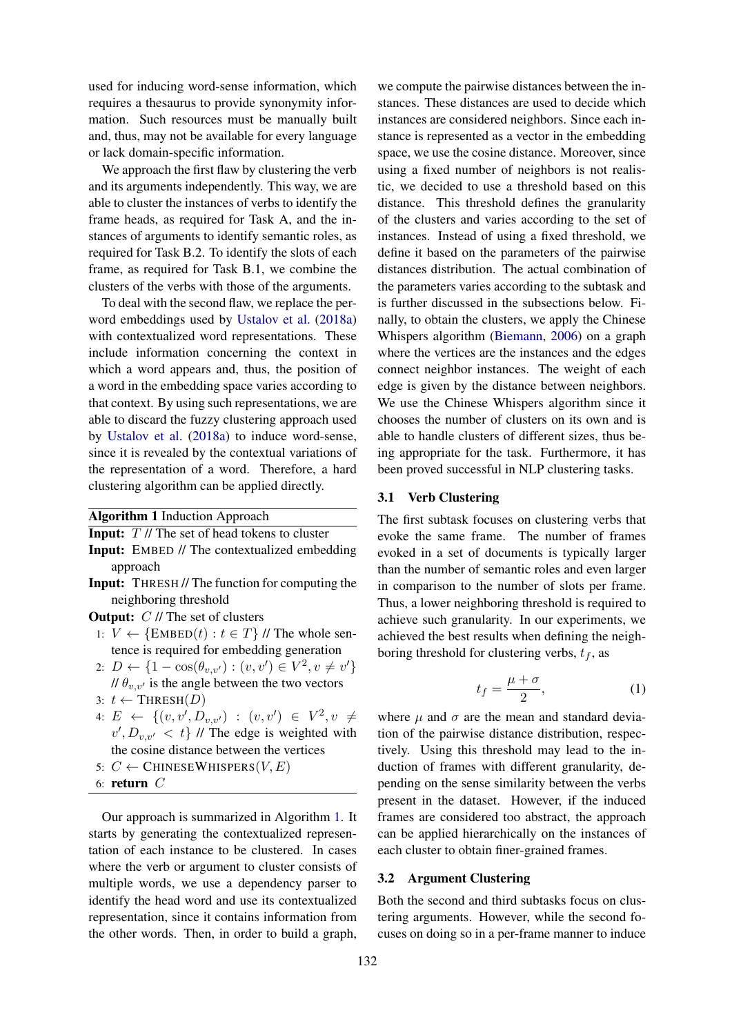used for inducing word-sense information, which requires a thesaurus to provide synonymity information. Such resources must be manually built and, thus, may not be available for every language or lack domain-specific information.

We approach the first flaw by clustering the verb and its arguments independently. This way, we are able to cluster the instances of verbs to identify the frame heads, as required for Task A, and the instances of arguments to identify semantic roles, as required for Task B.2. To identify the slots of each frame, as required for Task B.1, we combine the clusters of the verbs with those of the arguments.

To deal with the second flaw, we replace the per-word embeddings used by Ustalov et al. (2018a) with contextualized word representations. These include information concerning the context in which a word appears and, thus, the position of a word in the embedding space varies according to that context. By using such representations, we are able to discard the fuzzy clustering approach used by Ustalov et al. (2018a) to induce word-sense, since it is revealed by the contextual variations of the representation of a word. Therefore, a hard clustering algorithm can be applied directly.

**Algorithm 1** Induction Approach

**Input:** $T$ // The set of head tokens to cluster
**Input:** EMBED // The contextualized embedding approach
**Input:** THRESH // The function for computing the neighboring threshold
**Output:** $C$ // The set of clusters

1: $V \leftarrow \{\text{EMBED}(t) : t \in T\}$ // The whole sentence is required for embedding generation
2: $D \leftarrow \{1 - \cos(\theta_{v,v'}) : (v, v') \in V^2, v \neq v'\}$ // $\theta_{v,v'}$ is the angle between the two vectors
3: $t \leftarrow \text{THRESH}(D)$
4: $E \leftarrow \{(v, v', D_{v,v'}) : (v, v') \in V^2, v \neq v', D_{v,v'} < t\}$ // The edge is weighted with the cosine distance between the vertices
5: $C \leftarrow \text{CHINESEWHISPERS}(V, E)$
6: **return** $C$

Our approach is summarized in Algorithm 1. It starts by generating the contextualized representation of each instance to be clustered. In cases where the verb or argument to cluster consists of multiple words, we use a dependency parser to identify the head word and use its contextualized representation, since it contains information from the other words. Then, in order to build a graph, we compute the pairwise distances between the instances. These distances are used to decide which instances are considered neighbors. Since each instance is represented as a vector in the embedding space, we use the cosine distance. Moreover, since using a fixed number of neighbors is not realistic, we decided to use a threshold based on this distance. This threshold defines the granularity of the clusters and varies according to the set of instances. Instead of using a fixed threshold, we define it based on the parameters of the pairwise distances distribution. The actual combination of the parameters varies according to the subtask and is further discussed in the subsections below. Finally, to obtain the clusters, we apply the Chinese Whispers algorithm (Biemann, 2006) on a graph where the vertices are the instances and the edges connect neighbor instances. The weight of each edge is given by the distance between neighbors. We use the Chinese Whispers algorithm since it chooses the number of clusters on its own and is able to handle clusters of different sizes, thus being appropriate for the task. Furthermore, it has been proved successful in NLP clustering tasks.

### 3.1 Verb Clustering

The first subtask focuses on clustering verbs that evoke the same frame. The number of frames evoked in a set of documents is typically larger than the number of semantic roles and even larger in comparison to the number of slots per frame. Thus, a lower neighboring threshold is required to achieve such granularity. In our experiments, we achieved the best results when defining the neighboring threshold for clustering verbs, $t_f$, as

$$t_f = \frac{\mu + \sigma}{2}, \tag{1}$$

where $\mu$ and $\sigma$ are the mean and standard deviation of the pairwise distance distribution, respectively. Using this threshold may lead to the induction of frames with different granularity, depending on the sense similarity between the verbs present in the dataset. However, if the induced frames are considered too abstract, the approach can be applied hierarchically on the instances of each cluster to obtain finer-grained frames.

### 3.2 Argument Clustering

Both the second and third subtasks focus on clustering arguments. However, while the second focuses on doing so in a per-frame manner to induce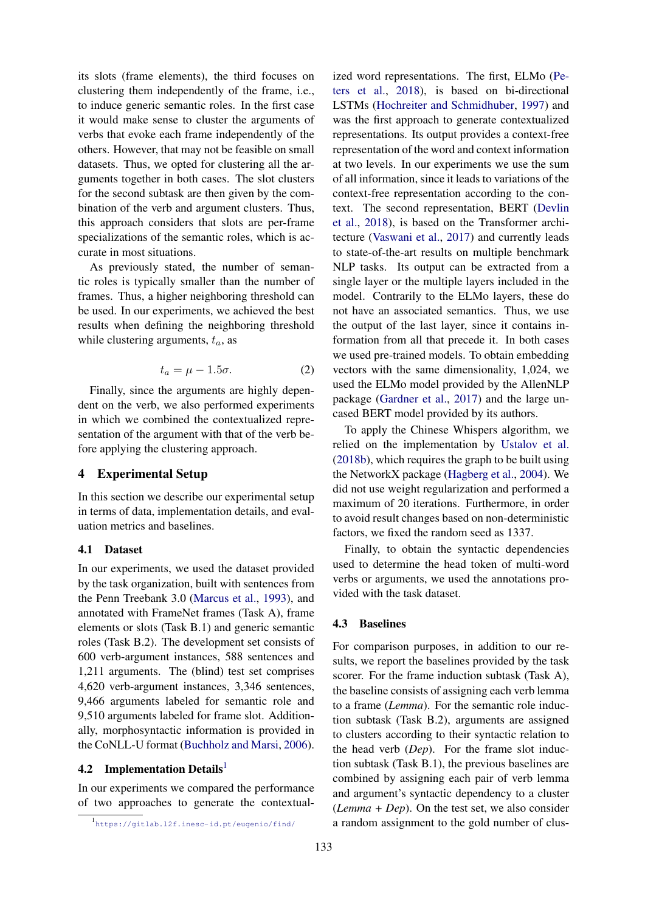its slots (frame elements), the third focuses on clustering them independently of the frame, i.e., to induce generic semantic roles. In the first case it would make sense to cluster the arguments of verbs that evoke each frame independently of the others. However, that may not be feasible on small datasets. Thus, we opted for clustering all the arguments together in both cases. The slot clusters for the second subtask are then given by the combination of the verb and argument clusters. Thus, this approach considers that slots are per-frame specializations of the semantic roles, which is accurate in most situations.

As previously stated, the number of semantic roles is typically smaller than the number of frames. Thus, a higher neighboring threshold can be used. In our experiments, we achieved the best results when defining the neighboring threshold while clustering arguments, $t_a$, as

$$t_a = \mu - 1.5\sigma. \tag{2}$$

Finally, since the arguments are highly dependent on the verb, we also performed experiments in which we combined the contextualized representation of the argument with that of the verb before applying the clustering approach.

## 4 Experimental Setup

In this section we describe our experimental setup in terms of data, implementation details, and evaluation metrics and baselines.

### 4.1 Dataset

In our experiments, we used the dataset provided by the task organization, built with sentences from the Penn Treebank 3.0 (Marcus et al., 1993), and annotated with FrameNet frames (Task A), frame elements or slots (Task B.1) and generic semantic roles (Task B.2). The development set consists of 600 verb-argument instances, 588 sentences and 1,211 arguments. The (blind) test set comprises 4,620 verb-argument instances, 3,346 sentences, 9,466 arguments labeled for semantic role and 9,510 arguments labeled for frame slot. Additionally, morphosyntactic information is provided in the CoNLL-U format (Buchholz and Marsi, 2006).

### 4.2 Implementation Details[1]

In our experiments we compared the performance of two approaches to generate the contextualized word representations. The first, ELMo (Peters et al., 2018), is based on bi-directional LSTMs (Hochreiter and Schmidhuber, 1997) and was the first approach to generate contextualized representations. Its output provides a context-free representation of the word and context information at two levels. In our experiments we use the sum of all information, since it leads to variations of the context-free representation according to the context. The second representation, BERT (Devlin et al., 2018), is based on the Transformer architecture (Vaswani et al., 2017) and currently leads to state-of-the-art results on multiple benchmark NLP tasks. Its output can be extracted from a single layer or the multiple layers included in the model. Contrarily to the ELMo layers, these do not have an associated semantics. Thus, we use the output of the last layer, since it contains information from all that precede it. In both cases we used pre-trained models. To obtain embedding vectors with the same dimensionality, 1,024, we used the ELMo model provided by the AllenNLP package (Gardner et al., 2017) and the large uncased BERT model provided by its authors.

To apply the Chinese Whispers algorithm, we relied on the implementation by Ustalov et al. (2018b), which requires the graph to be built using the NetworkX package (Hagberg et al., 2004). We did not use weight regularization and performed a maximum of 20 iterations. Furthermore, in order to avoid result changes based on non-deterministic factors, we fixed the random seed as 1337.

Finally, to obtain the syntactic dependencies used to determine the head token of multi-word verbs or arguments, we used the annotations provided with the task dataset.

### 4.3 Baselines

For comparison purposes, in addition to our results, we report the baselines provided by the task scorer. For the frame induction subtask (Task A), the baseline consists of assigning each verb lemma to a frame (*Lemma*). For the semantic role induction subtask (Task B.2), arguments are assigned to clusters according to their syntactic relation to the head verb (*Dep*). For the frame slot induction subtask (Task B.1), the previous baselines are combined by assigning each pair of verb lemma and argument's syntactic dependency to a cluster (*Lemma + Dep*). On the test set, we also consider a random assignment to the gold number of clus-

[1] https://gitlab.l2f.inesc-id.pt/eugenio/find/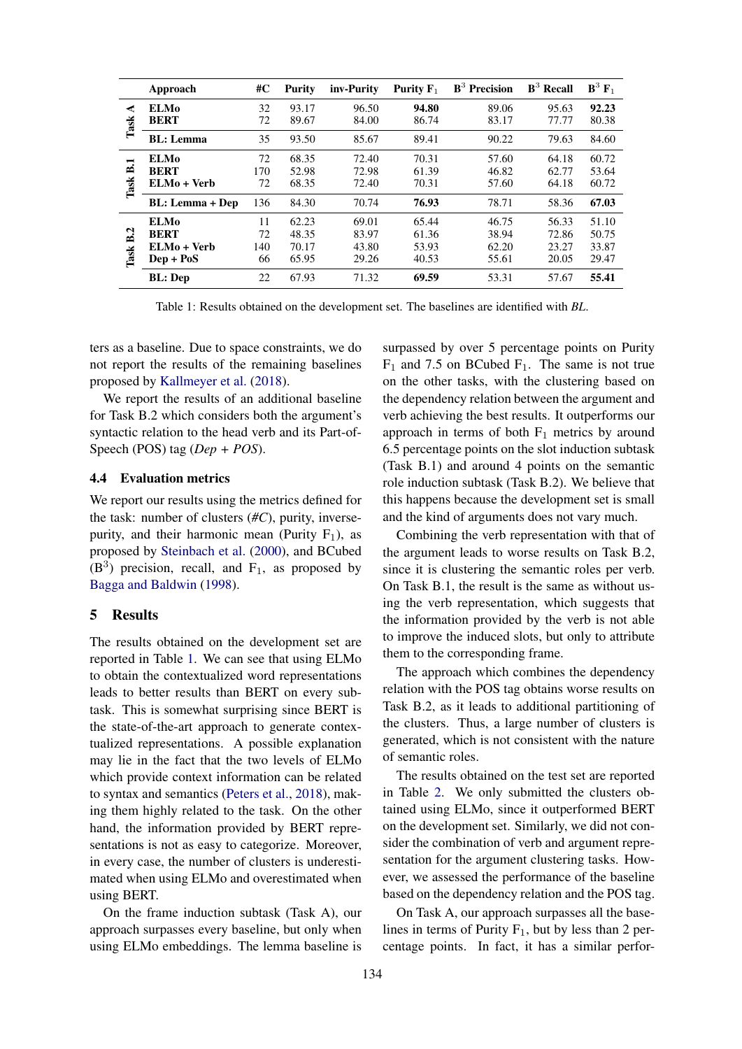| | Approach | #C | Purity | inv-Purity | Purity $F_1$ | $B^3$ Precision | $B^3$ Recall | $B^3$ $F_1$ |
|---|---|---|---|---|---|---|---|---|
| Task A | **ELMo** | 32 | 93.17 | 96.50 | **94.80** | 89.06 | 95.63 | **92.23** |
| | **BERT** | 72 | 89.67 | 84.00 | 86.74 | 83.17 | 77.77 | 80.38 |
| | **BL: Lemma** | 35 | 93.50 | 85.67 | 89.41 | 90.22 | 79.63 | 84.60 |
| Task B.1 | **ELMo** | 72 | 68.35 | 72.40 | 70.31 | 57.60 | 64.18 | 60.72 |
| | **BERT** | 170 | 52.98 | 72.98 | 61.39 | 46.82 | 62.77 | 53.64 |
| | **ELMo + Verb** | 72 | 68.35 | 72.40 | 70.31 | 57.60 | 64.18 | 60.72 |
| | **BL: Lemma + Dep** | 136 | 84.30 | 70.74 | **76.93** | 78.71 | 58.36 | **67.03** |
| Task B.2 | **ELMo** | 11 | 62.23 | 69.01 | 65.44 | 46.75 | 56.33 | 51.10 |
| | **BERT** | 72 | 48.35 | 83.97 | 61.36 | 38.94 | 72.86 | 50.75 |
| | **ELMo + Verb** | 140 | 70.17 | 43.80 | 53.93 | 62.20 | 23.27 | 33.87 |
| | **Dep + PoS** | 66 | 65.95 | 29.26 | 40.53 | 55.61 | 20.05 | 29.47 |
| | **BL: Dep** | 22 | 67.93 | 71.32 | **69.59** | 53.31 | 57.67 | **55.41** |

Table 1: Results obtained on the development set. The baselines are identified with *BL*.

ters as a baseline. Due to space constraints, we do not report the results of the remaining baselines proposed by Kallmeyer et al. (2018).

We report the results of an additional baseline for Task B.2 which considers both the argument's syntactic relation to the head verb and its Part-of-Speech (POS) tag (*Dep + POS*).

### 4.4 Evaluation metrics

We report our results using the metrics defined for the task: number of clusters (*#C*), purity, inverse-purity, and their harmonic mean (Purity $F_1$), as proposed by Steinbach et al. (2000), and BCubed ($B^3$) precision, recall, and $F_1$, as proposed by Bagga and Baldwin (1998).

## 5 Results

The results obtained on the development set are reported in Table 1. We can see that using ELMo to obtain the contextualized word representations leads to better results than BERT on every subtask. This is somewhat surprising since BERT is the state-of-the-art approach to generate contextualized representations. A possible explanation may lie in the fact that the two levels of ELMo which provide context information can be related to syntax and semantics (Peters et al., 2018), making them highly related to the task. On the other hand, the information provided by BERT representations is not as easy to categorize. Moreover, in every case, the number of clusters is underestimated when using ELMo and overestimated when using BERT.

On the frame induction subtask (Task A), our approach surpasses every baseline, but only when using ELMo embeddings. The lemma baseline is surpassed by over 5 percentage points on Purity $F_1$ and 7.5 on BCubed $F_1$. The same is not true on the other tasks, with the clustering based on the dependency relation between the argument and verb achieving the best results. It outperforms our approach in terms of both $F_1$ metrics by around 6.5 percentage points on the slot induction subtask (Task B.1) and around 4 points on the semantic role induction subtask (Task B.2). We believe that this happens because the development set is small and the kind of arguments does not vary much.

Combining the verb representation with that of the argument leads to worse results on Task B.2, since it is clustering the semantic roles per verb. On Task B.1, the result is the same as without using the verb representation, which suggests that the information provided by the verb is not able to improve the induced slots, but only to attribute them to the corresponding frame.

The approach which combines the dependency relation with the POS tag obtains worse results on Task B.2, as it leads to additional partitioning of the clusters. Thus, a large number of clusters is generated, which is not consistent with the nature of semantic roles.

The results obtained on the test set are reported in Table 2. We only submitted the clusters obtained using ELMo, since it outperformed BERT on the development set. Similarly, we did not consider the combination of verb and argument representation for the argument clustering tasks. However, we assessed the performance of the baseline based on the dependency relation and the POS tag.

On Task A, our approach surpasses all the baselines in terms of Purity $F_1$, but by less than 2 percentage points. In fact, it has a similar perfor-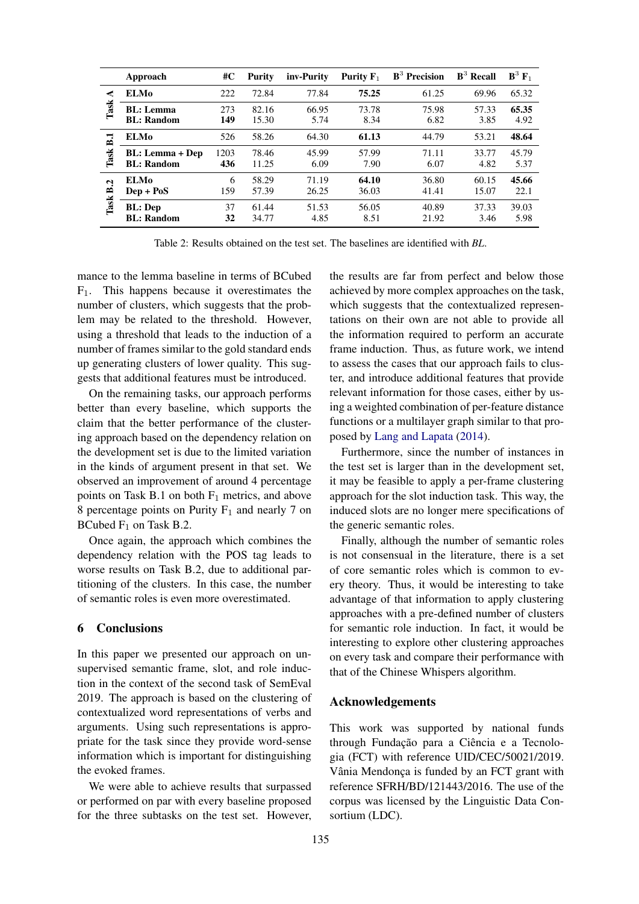| | Approach | #C | Purity | inv-Purity | Purity $F_1$ | $B^3$ Precision | $B^3$ Recall | $B^3$ $F_1$ |
|---|---|---|---|---|---|---|---|---|
| Task A | **ELMo** | 222 | 72.84 | 77.84 | **75.25** | 61.25 | 69.96 | 65.32 |
| | **BL: Lemma** | 273 | 82.16 | 66.95 | 73.78 | 75.98 | 57.33 | **65.35** |
| | **BL: Random** | **149** | 15.30 | 5.74 | 8.34 | 6.82 | 3.85 | 4.92 |
| Task B.1 | **ELMo** | 526 | 58.26 | 64.30 | **61.13** | 44.79 | 53.21 | **48.64** |
| | **BL: Lemma + Dep** | 1203 | 78.46 | 45.99 | 57.99 | 71.11 | 33.77 | 45.79 |
| | **BL: Random** | **436** | 11.25 | 6.09 | 7.90 | 6.07 | 4.82 | 5.37 |
| Task B.2 | **ELMo** | 6 | 58.29 | 71.19 | **64.10** | 36.80 | 60.15 | **45.66** |
| | **Dep + PoS** | 159 | 57.39 | 26.25 | 36.03 | 41.41 | 15.07 | 22.1 |
| | **BL: Dep** | 37 | 61.44 | 51.53 | 56.05 | 40.89 | 37.33 | 39.03 |
| | **BL: Random** | **32** | 34.77 | 4.85 | 8.51 | 21.92 | 3.46 | 5.98 |

Table 2: Results obtained on the test set. The baselines are identified with *BL*.

mance to the lemma baseline in terms of BCubed $F_1$. This happens because it overestimates the number of clusters, which suggests that the problem may be related to the threshold. However, using a threshold that leads to the induction of a number of frames similar to the gold standard ends up generating clusters of lower quality. This suggests that additional features must be introduced.

On the remaining tasks, our approach performs better than every baseline, which supports the claim that the better performance of the clustering approach based on the dependency relation on the development set is due to the limited variation in the kinds of argument present in that set. We observed an improvement of around 4 percentage points on Task B.1 on both $F_1$ metrics, and above 8 percentage points on Purity $F_1$ and nearly 7 on BCubed $F_1$ on Task B.2.

Once again, the approach which combines the dependency relation with the POS tag leads to worse results on Task B.2, due to additional partitioning of the clusters. In this case, the number of semantic roles is even more overestimated.

## 6 Conclusions

In this paper we presented our approach on unsupervised semantic frame, slot, and role induction in the context of the second task of SemEval 2019. The approach is based on the clustering of contextualized word representations of verbs and arguments. Using such representations is appropriate for the task since they provide word-sense information which is important for distinguishing the evoked frames.

We were able to achieve results that surpassed or performed on par with every baseline proposed for the three subtasks on the test set. However, the results are far from perfect and below those achieved by more complex approaches on the task, which suggests that the contextualized representations on their own are not able to provide all the information required to perform an accurate frame induction. Thus, as future work, we intend to assess the cases that our approach fails to cluster, and introduce additional features that provide relevant information for those cases, either by using a weighted combination of per-feature distance functions or a multilayer graph similar to that proposed by Lang and Lapata (2014).

Furthermore, since the number of instances in the test set is larger than in the development set, it may be feasible to apply a per-frame clustering approach for the slot induction task. This way, the induced slots are no longer mere specifications of the generic semantic roles.

Finally, although the number of semantic roles is not consensual in the literature, there is a set of core semantic roles which is common to every theory. Thus, it would be interesting to take advantage of that information to apply clustering approaches with a pre-defined number of clusters for semantic role induction. In fact, it would be interesting to explore other clustering approaches on every task and compare their performance with that of the Chinese Whispers algorithm.

## Acknowledgements

This work was supported by national funds through Fundação para a Ciência e a Tecnologia (FCT) with reference UID/CEC/50021/2019. Vânia Mendonça is funded by an FCT grant with reference SFRH/BD/121443/2016. The use of the corpus was licensed by the Linguistic Data Consortium (LDC).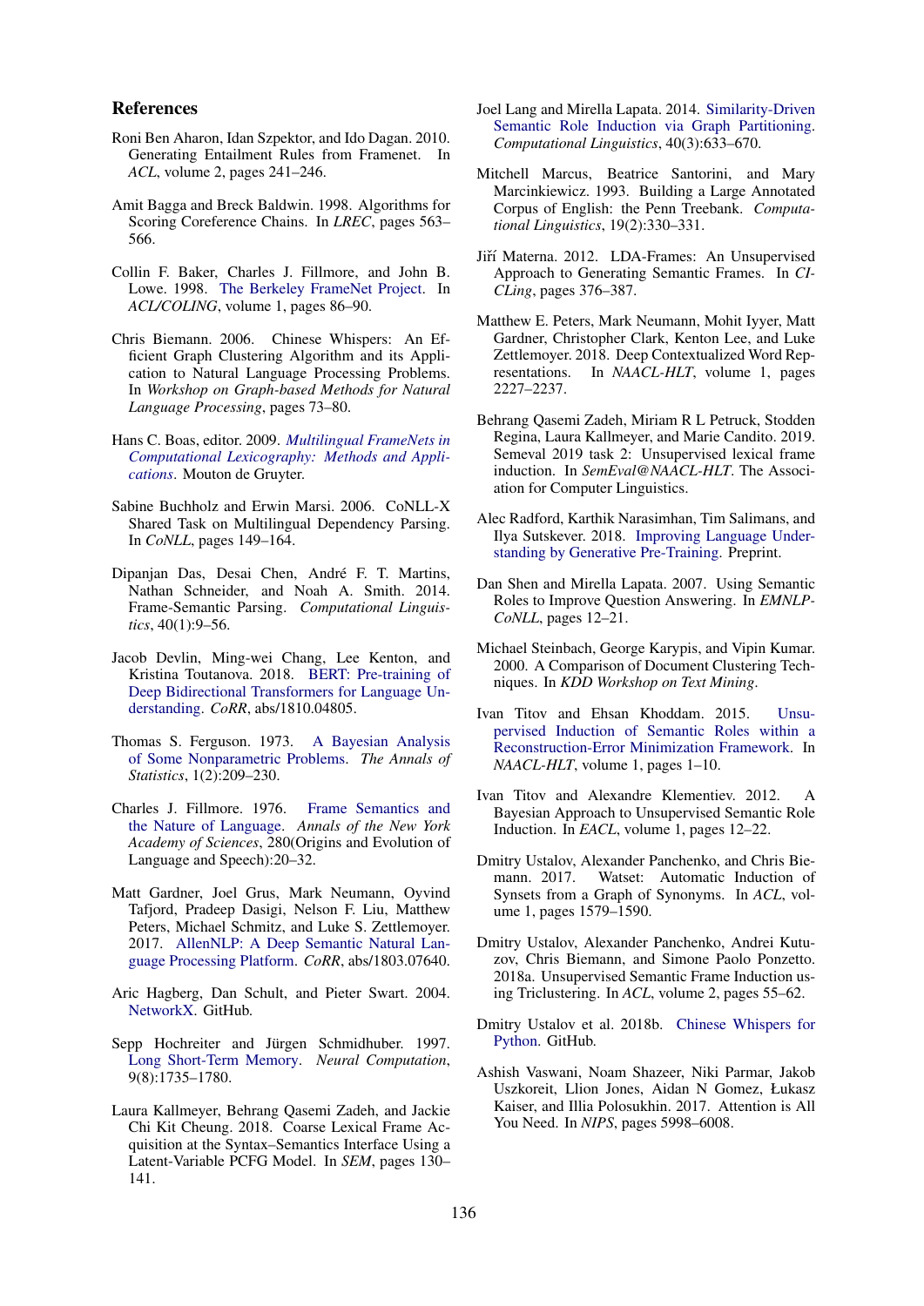## References

Roni Ben Aharon, Idan Szpektor, and Ido Dagan. 2010. Generating Entailment Rules from Framenet. In *ACL*, volume 2, pages 241–246.

Amit Bagga and Breck Baldwin. 1998. Algorithms for Scoring Coreference Chains. In *LREC*, pages 563–566.

Collin F. Baker, Charles J. Fillmore, and John B. Lowe. 1998. The Berkeley FrameNet Project. In *ACL/COLING*, volume 1, pages 86–90.

Chris Biemann. 2006. Chinese Whispers: An Efficient Graph Clustering Algorithm and its Application to Natural Language Processing Problems. In *Workshop on Graph-based Methods for Natural Language Processing*, pages 73–80.

Hans C. Boas, editor. 2009. *Multilingual FrameNets in Computational Lexicography: Methods and Applications*. Mouton de Gruyter.

Sabine Buchholz and Erwin Marsi. 2006. CoNLL-X Shared Task on Multilingual Dependency Parsing. In *CoNLL*, pages 149–164.

Dipanjan Das, Desai Chen, André F. T. Martins, Nathan Schneider, and Noah A. Smith. 2014. Frame-Semantic Parsing. *Computational Linguistics*, 40(1):9–56.

Jacob Devlin, Ming-wei Chang, Lee Kenton, and Kristina Toutanova. 2018. BERT: Pre-training of Deep Bidirectional Transformers for Language Understanding. *CoRR*, abs/1810.04805.

Thomas S. Ferguson. 1973. A Bayesian Analysis of Some Nonparametric Problems. *The Annals of Statistics*, 1(2):209–230.

Charles J. Fillmore. 1976. Frame Semantics and the Nature of Language. *Annals of the New York Academy of Sciences*, 280(Origins and Evolution of Language and Speech):20–32.

Matt Gardner, Joel Grus, Mark Neumann, Oyvind Tafjord, Pradeep Dasigi, Nelson F. Liu, Matthew Peters, Michael Schmitz, and Luke S. Zettlemoyer. 2017. AllenNLP: A Deep Semantic Natural Language Processing Platform. *CoRR*, abs/1803.07640.

Aric Hagberg, Dan Schult, and Pieter Swart. 2004. NetworkX. GitHub.

Sepp Hochreiter and Jürgen Schmidhuber. 1997. Long Short-Term Memory. *Neural Computation*, 9(8):1735–1780.

Laura Kallmeyer, Behrang Qasemi Zadeh, and Jackie Chi Kit Cheung. 2018. Coarse Lexical Frame Acquisition at the Syntax–Semantics Interface Using a Latent-Variable PCFG Model. In *SEM*, pages 130–141.

Joel Lang and Mirella Lapata. 2014. Similarity-Driven Semantic Role Induction via Graph Partitioning. *Computational Linguistics*, 40(3):633–670.

Mitchell Marcus, Beatrice Santorini, and Mary Marcinkiewicz. 1993. Building a Large Annotated Corpus of English: the Penn Treebank. *Computational Linguistics*, 19(2):330–331.

Jiří Materna. 2012. LDA-Frames: An Unsupervised Approach to Generating Semantic Frames. In *CICLing*, pages 376–387.

Matthew E. Peters, Mark Neumann, Mohit Iyyer, Matt Gardner, Christopher Clark, Kenton Lee, and Luke Zettlemoyer. 2018. Deep Contextualized Word Representations. In *NAACL-HLT*, volume 1, pages 2227–2237.

Behrang Qasemi Zadeh, Miriam R L Petruck, Stodden Regina, Laura Kallmeyer, and Marie Candito. 2019. Semeval 2019 task 2: Unsupervised lexical frame induction. In *SemEval@NAACL-HLT*. The Association for Computer Linguistics.

Alec Radford, Karthik Narasimhan, Tim Salimans, and Ilya Sutskever. 2018. Improving Language Understanding by Generative Pre-Training. Preprint.

Dan Shen and Mirella Lapata. 2007. Using Semantic Roles to Improve Question Answering. In *EMNLP-CoNLL*, pages 12–21.

Michael Steinbach, George Karypis, and Vipin Kumar. 2000. A Comparison of Document Clustering Techniques. In *KDD Workshop on Text Mining*.

Ivan Titov and Ehsan Khoddam. 2015. Unsupervised Induction of Semantic Roles within a Reconstruction-Error Minimization Framework. In *NAACL-HLT*, volume 1, pages 1–10.

Ivan Titov and Alexandre Klementiev. 2012. A Bayesian Approach to Unsupervised Semantic Role Induction. In *EACL*, volume 1, pages 12–22.

Dmitry Ustalov, Alexander Panchenko, and Chris Biemann. 2017. Watset: Automatic Induction of Synsets from a Graph of Synonyms. In *ACL*, volume 1, pages 1579–1590.

Dmitry Ustalov, Alexander Panchenko, Andrei Kutuzov, Chris Biemann, and Simone Paolo Ponzetto. 2018a. Unsupervised Semantic Frame Induction using Triclustering. In *ACL*, volume 2, pages 55–62.

Dmitry Ustalov et al. 2018b. Chinese Whispers for Python. GitHub.

Ashish Vaswani, Noam Shazeer, Niki Parmar, Jakob Uszkoreit, Llion Jones, Aidan N Gomez, Łukasz Kaiser, and Illia Polosukhin. 2017. Attention is All You Need. In *NIPS*, pages 5998–6008.